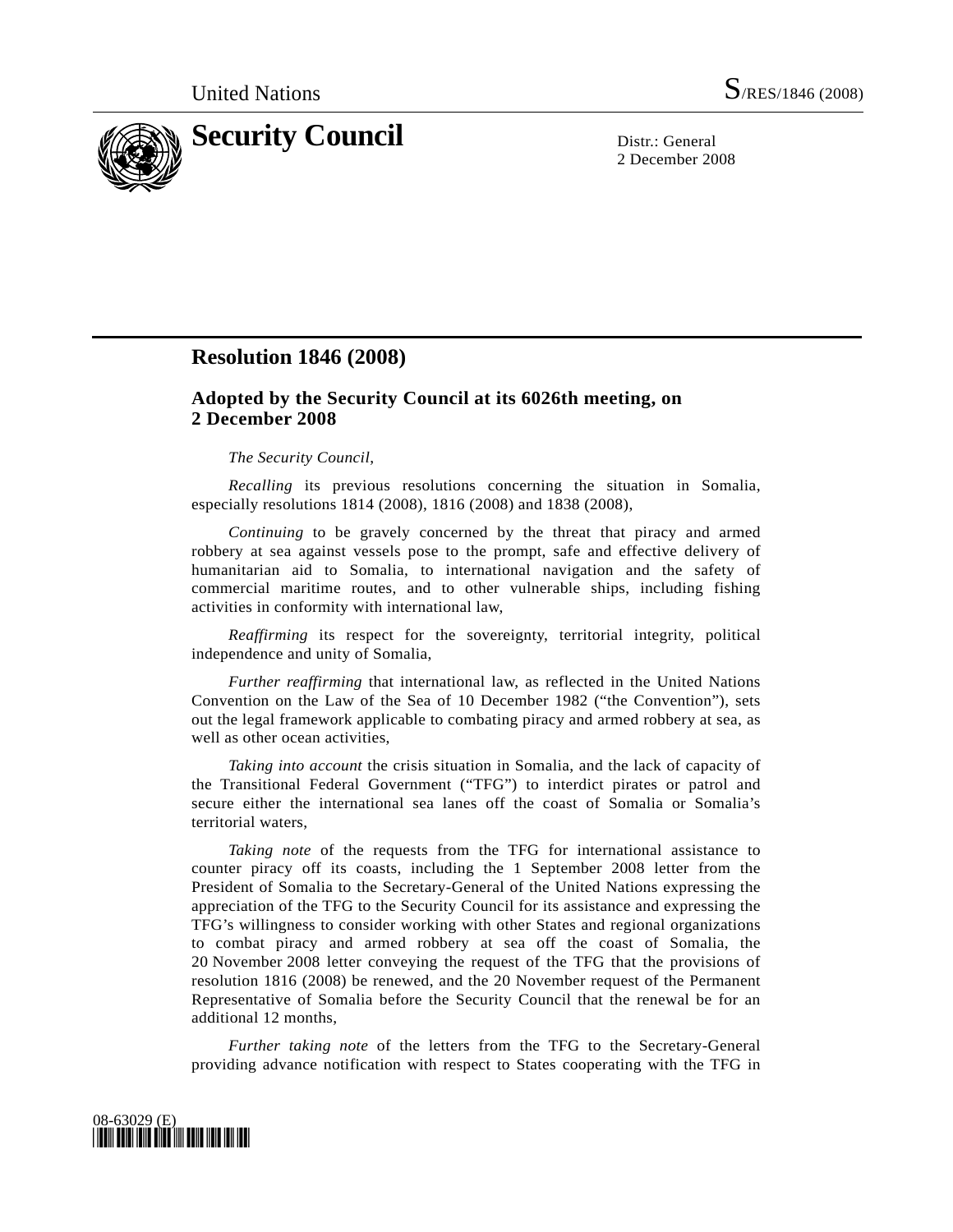United Nations S/RES/1846 (2008)

# Security Council

Distr.: General
2 December 2008

## Resolution 1846 (2008)

### Adopted by the Security Council at its 6026th meeting, on 2 December 2008

*The Security Council*,

*Recalling* its previous resolutions concerning the situation in Somalia, especially resolutions 1814 (2008), 1816 (2008) and 1838 (2008),

*Continuing* to be gravely concerned by the threat that piracy and armed robbery at sea against vessels pose to the prompt, safe and effective delivery of humanitarian aid to Somalia, to international navigation and the safety of commercial maritime routes, and to other vulnerable ships, including fishing activities in conformity with international law,

*Reaffirming* its respect for the sovereignty, territorial integrity, political independence and unity of Somalia,

*Further reaffirming* that international law, as reflected in the United Nations Convention on the Law of the Sea of 10 December 1982 ("the Convention"), sets out the legal framework applicable to combating piracy and armed robbery at sea, as well as other ocean activities,

*Taking into account* the crisis situation in Somalia, and the lack of capacity of the Transitional Federal Government ("TFG") to interdict pirates or patrol and secure either the international sea lanes off the coast of Somalia or Somalia's territorial waters,

*Taking note* of the requests from the TFG for international assistance to counter piracy off its coasts, including the 1 September 2008 letter from the President of Somalia to the Secretary-General of the United Nations expressing the appreciation of the TFG to the Security Council for its assistance and expressing the TFG's willingness to consider working with other States and regional organizations to combat piracy and armed robbery at sea off the coast of Somalia, the 20 November 2008 letter conveying the request of the TFG that the provisions of resolution 1816 (2008) be renewed, and the 20 November request of the Permanent Representative of Somalia before the Security Council that the renewal be for an additional 12 months,

*Further taking note* of the letters from the TFG to the Secretary-General providing advance notification with respect to States cooperating with the TFG in

08-63029 (E)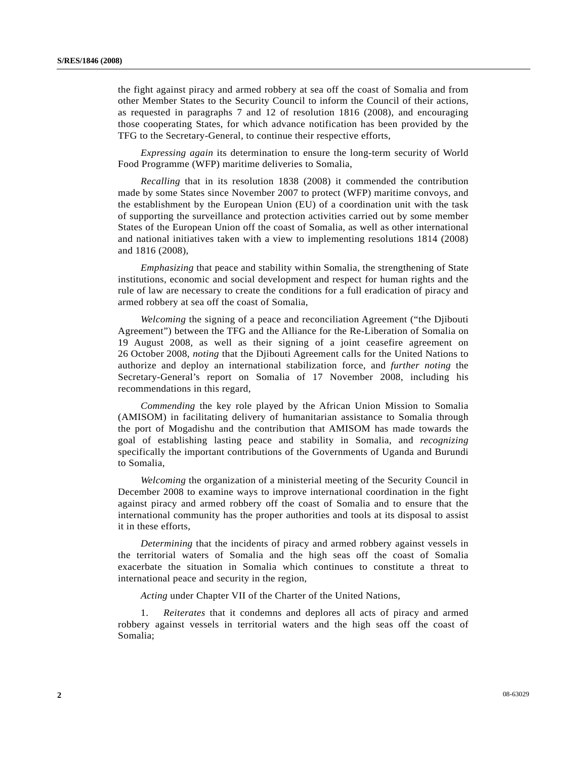the fight against piracy and armed robbery at sea off the coast of Somalia and from other Member States to the Security Council to inform the Council of their actions, as requested in paragraphs 7 and 12 of resolution 1816 (2008), and encouraging those cooperating States, for which advance notification has been provided by the TFG to the Secretary-General, to continue their respective efforts,

*Expressing again* its determination to ensure the long-term security of World Food Programme (WFP) maritime deliveries to Somalia,

*Recalling* that in its resolution 1838 (2008) it commended the contribution made by some States since November 2007 to protect (WFP) maritime convoys, and the establishment by the European Union (EU) of a coordination unit with the task of supporting the surveillance and protection activities carried out by some member States of the European Union off the coast of Somalia, as well as other international and national initiatives taken with a view to implementing resolutions 1814 (2008) and 1816 (2008),

*Emphasizing* that peace and stability within Somalia, the strengthening of State institutions, economic and social development and respect for human rights and the rule of law are necessary to create the conditions for a full eradication of piracy and armed robbery at sea off the coast of Somalia,

*Welcoming* the signing of a peace and reconciliation Agreement ("the Djibouti Agreement") between the TFG and the Alliance for the Re-Liberation of Somalia on 19 August 2008, as well as their signing of a joint ceasefire agreement on 26 October 2008, *noting* that the Djibouti Agreement calls for the United Nations to authorize and deploy an international stabilization force, and *further noting* the Secretary-General's report on Somalia of 17 November 2008, including his recommendations in this regard,

*Commending* the key role played by the African Union Mission to Somalia (AMISOM) in facilitating delivery of humanitarian assistance to Somalia through the port of Mogadishu and the contribution that AMISOM has made towards the goal of establishing lasting peace and stability in Somalia, and *recognizing* specifically the important contributions of the Governments of Uganda and Burundi to Somalia,

*Welcoming* the organization of a ministerial meeting of the Security Council in December 2008 to examine ways to improve international coordination in the fight against piracy and armed robbery off the coast of Somalia and to ensure that the international community has the proper authorities and tools at its disposal to assist it in these efforts,

*Determining* that the incidents of piracy and armed robbery against vessels in the territorial waters of Somalia and the high seas off the coast of Somalia exacerbate the situation in Somalia which continues to constitute a threat to international peace and security in the region,

*Acting* under Chapter VII of the Charter of the United Nations,

1. *Reiterates* that it condemns and deplores all acts of piracy and armed robbery against vessels in territorial waters and the high seas off the coast of Somalia;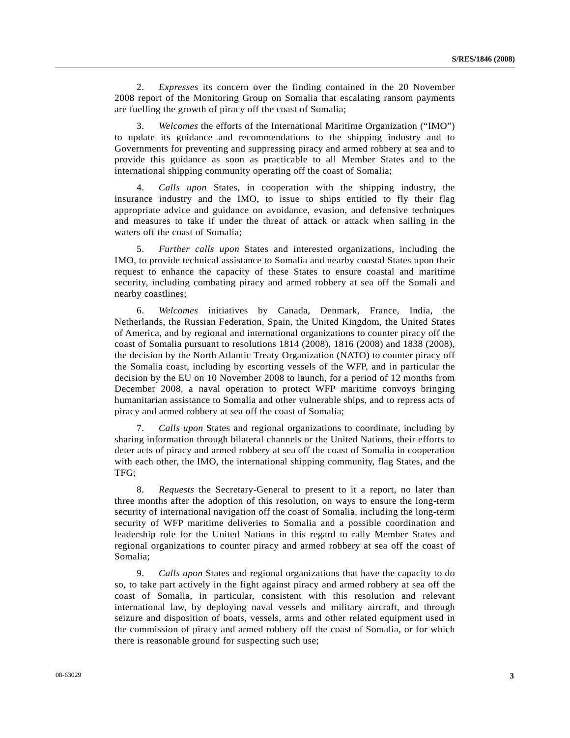2. *Expresses* its concern over the finding contained in the 20 November 2008 report of the Monitoring Group on Somalia that escalating ransom payments are fuelling the growth of piracy off the coast of Somalia;

3. *Welcomes* the efforts of the International Maritime Organization (“IMO”) to update its guidance and recommendations to the shipping industry and to Governments for preventing and suppressing piracy and armed robbery at sea and to provide this guidance as soon as practicable to all Member States and to the international shipping community operating off the coast of Somalia;

4. *Calls upon* States, in cooperation with the shipping industry, the insurance industry and the IMO, to issue to ships entitled to fly their flag appropriate advice and guidance on avoidance, evasion, and defensive techniques and measures to take if under the threat of attack or attack when sailing in the waters off the coast of Somalia;

5. *Further calls upon* States and interested organizations, including the IMO, to provide technical assistance to Somalia and nearby coastal States upon their request to enhance the capacity of these States to ensure coastal and maritime security, including combating piracy and armed robbery at sea off the Somali and nearby coastlines;

6. *Welcomes* initiatives by Canada, Denmark, France, India, the Netherlands, the Russian Federation, Spain, the United Kingdom, the United States of America, and by regional and international organizations to counter piracy off the coast of Somalia pursuant to resolutions 1814 (2008), 1816 (2008) and 1838 (2008), the decision by the North Atlantic Treaty Organization (NATO) to counter piracy off the Somalia coast, including by escorting vessels of the WFP, and in particular the decision by the EU on 10 November 2008 to launch, for a period of 12 months from December 2008, a naval operation to protect WFP maritime convoys bringing humanitarian assistance to Somalia and other vulnerable ships, and to repress acts of piracy and armed robbery at sea off the coast of Somalia;

7. *Calls upon* States and regional organizations to coordinate, including by sharing information through bilateral channels or the United Nations, their efforts to deter acts of piracy and armed robbery at sea off the coast of Somalia in cooperation with each other, the IMO, the international shipping community, flag States, and the TFG;

8. *Requests* the Secretary-General to present to it a report, no later than three months after the adoption of this resolution, on ways to ensure the long-term security of international navigation off the coast of Somalia, including the long-term security of WFP maritime deliveries to Somalia and a possible coordination and leadership role for the United Nations in this regard to rally Member States and regional organizations to counter piracy and armed robbery at sea off the coast of Somalia;

9. *Calls upon* States and regional organizations that have the capacity to do so, to take part actively in the fight against piracy and armed robbery at sea off the coast of Somalia, in particular, consistent with this resolution and relevant international law, by deploying naval vessels and military aircraft, and through seizure and disposition of boats, vessels, arms and other related equipment used in the commission of piracy and armed robbery off the coast of Somalia, or for which there is reasonable ground for suspecting such use;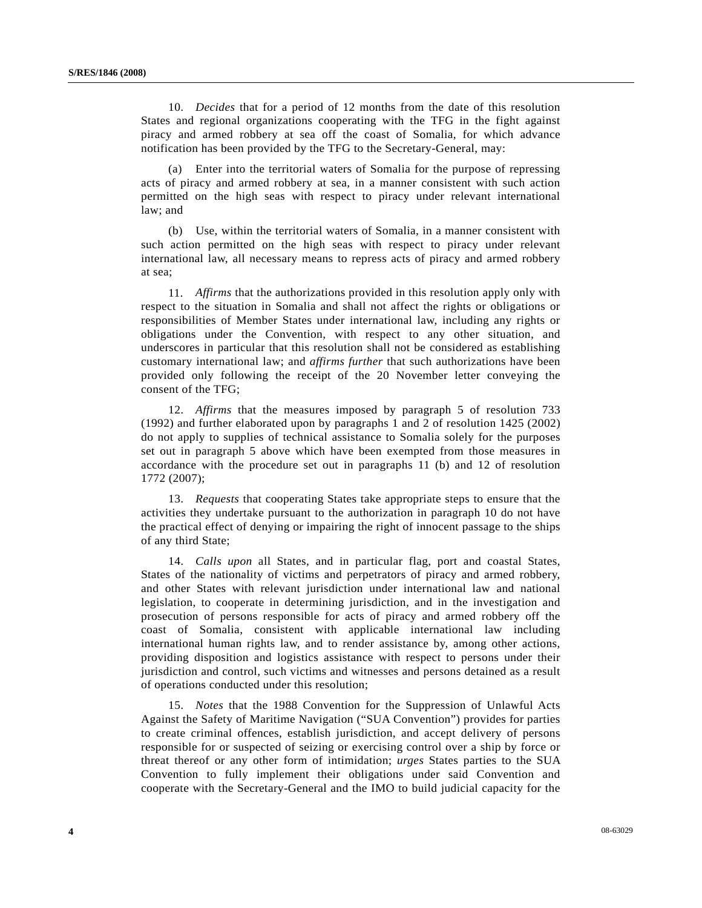10. *Decides* that for a period of 12 months from the date of this resolution States and regional organizations cooperating with the TFG in the fight against piracy and armed robbery at sea off the coast of Somalia, for which advance notification has been provided by the TFG to the Secretary-General, may:

(a) Enter into the territorial waters of Somalia for the purpose of repressing acts of piracy and armed robbery at sea, in a manner consistent with such action permitted on the high seas with respect to piracy under relevant international law; and

(b) Use, within the territorial waters of Somalia, in a manner consistent with such action permitted on the high seas with respect to piracy under relevant international law, all necessary means to repress acts of piracy and armed robbery at sea;

11. *Affirms* that the authorizations provided in this resolution apply only with respect to the situation in Somalia and shall not affect the rights or obligations or responsibilities of Member States under international law, including any rights or obligations under the Convention, with respect to any other situation, and underscores in particular that this resolution shall not be considered as establishing customary international law; and *affirms further* that such authorizations have been provided only following the receipt of the 20 November letter conveying the consent of the TFG;

12. *Affirms* that the measures imposed by paragraph 5 of resolution 733 (1992) and further elaborated upon by paragraphs 1 and 2 of resolution 1425 (2002) do not apply to supplies of technical assistance to Somalia solely for the purposes set out in paragraph 5 above which have been exempted from those measures in accordance with the procedure set out in paragraphs 11 (b) and 12 of resolution 1772 (2007);

13. *Requests* that cooperating States take appropriate steps to ensure that the activities they undertake pursuant to the authorization in paragraph 10 do not have the practical effect of denying or impairing the right of innocent passage to the ships of any third State;

14. *Calls upon* all States, and in particular flag, port and coastal States, States of the nationality of victims and perpetrators of piracy and armed robbery, and other States with relevant jurisdiction under international law and national legislation, to cooperate in determining jurisdiction, and in the investigation and prosecution of persons responsible for acts of piracy and armed robbery off the coast of Somalia, consistent with applicable international law including international human rights law, and to render assistance by, among other actions, providing disposition and logistics assistance with respect to persons under their jurisdiction and control, such victims and witnesses and persons detained as a result of operations conducted under this resolution;

15. *Notes* that the 1988 Convention for the Suppression of Unlawful Acts Against the Safety of Maritime Navigation ("SUA Convention") provides for parties to create criminal offences, establish jurisdiction, and accept delivery of persons responsible for or suspected of seizing or exercising control over a ship by force or threat thereof or any other form of intimidation; *urges* States parties to the SUA Convention to fully implement their obligations under said Convention and cooperate with the Secretary-General and the IMO to build judicial capacity for the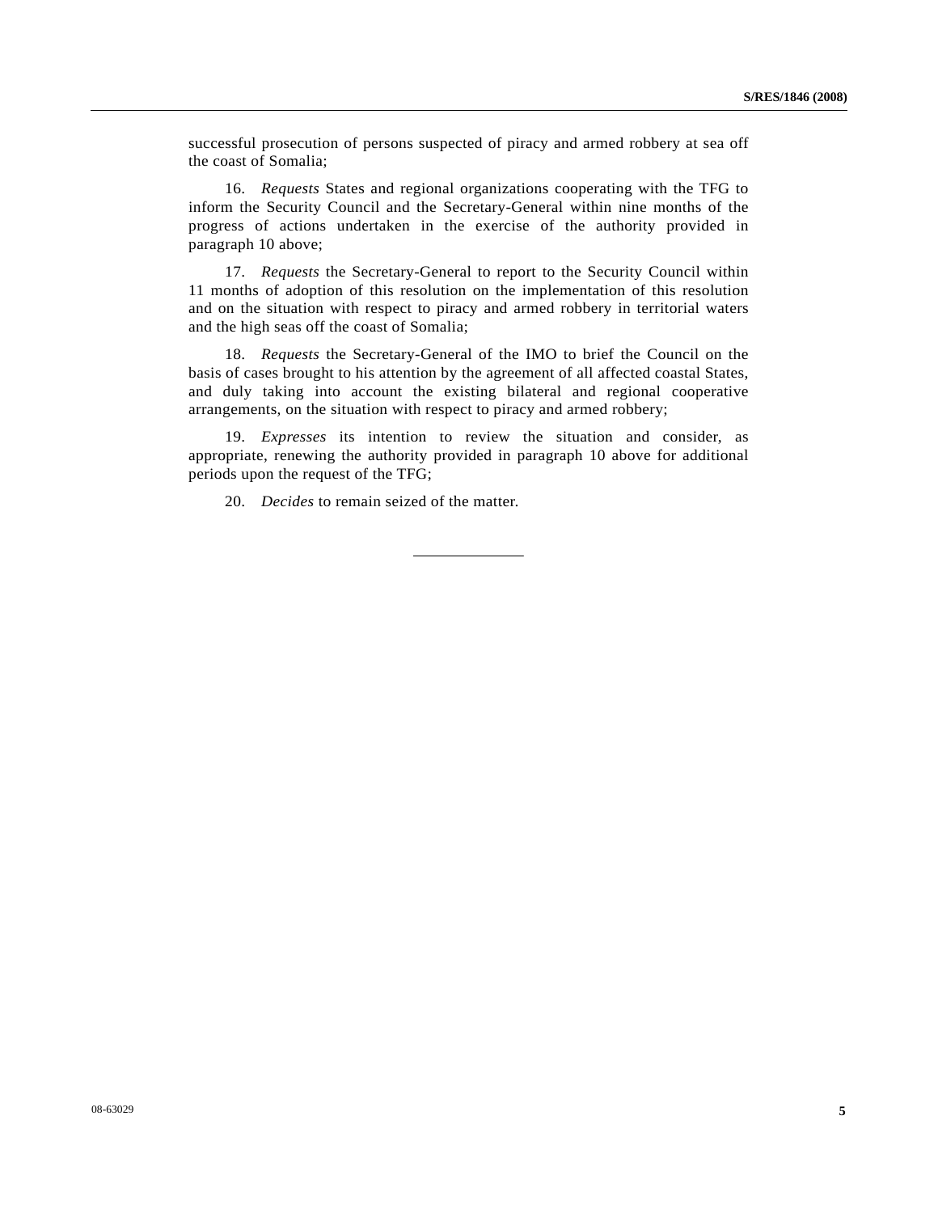successful prosecution of persons suspected of piracy and armed robbery at sea off the coast of Somalia;

16. *Requests* States and regional organizations cooperating with the TFG to inform the Security Council and the Secretary-General within nine months of the progress of actions undertaken in the exercise of the authority provided in paragraph 10 above;

17. *Requests* the Secretary-General to report to the Security Council within 11 months of adoption of this resolution on the implementation of this resolution and on the situation with respect to piracy and armed robbery in territorial waters and the high seas off the coast of Somalia;

18. *Requests* the Secretary-General of the IMO to brief the Council on the basis of cases brought to his attention by the agreement of all affected coastal States, and duly taking into account the existing bilateral and regional cooperative arrangements, on the situation with respect to piracy and armed robbery;

19. *Expresses* its intention to review the situation and consider, as appropriate, renewing the authority provided in paragraph 10 above for additional periods upon the request of the TFG;

20. *Decides* to remain seized of the matter.